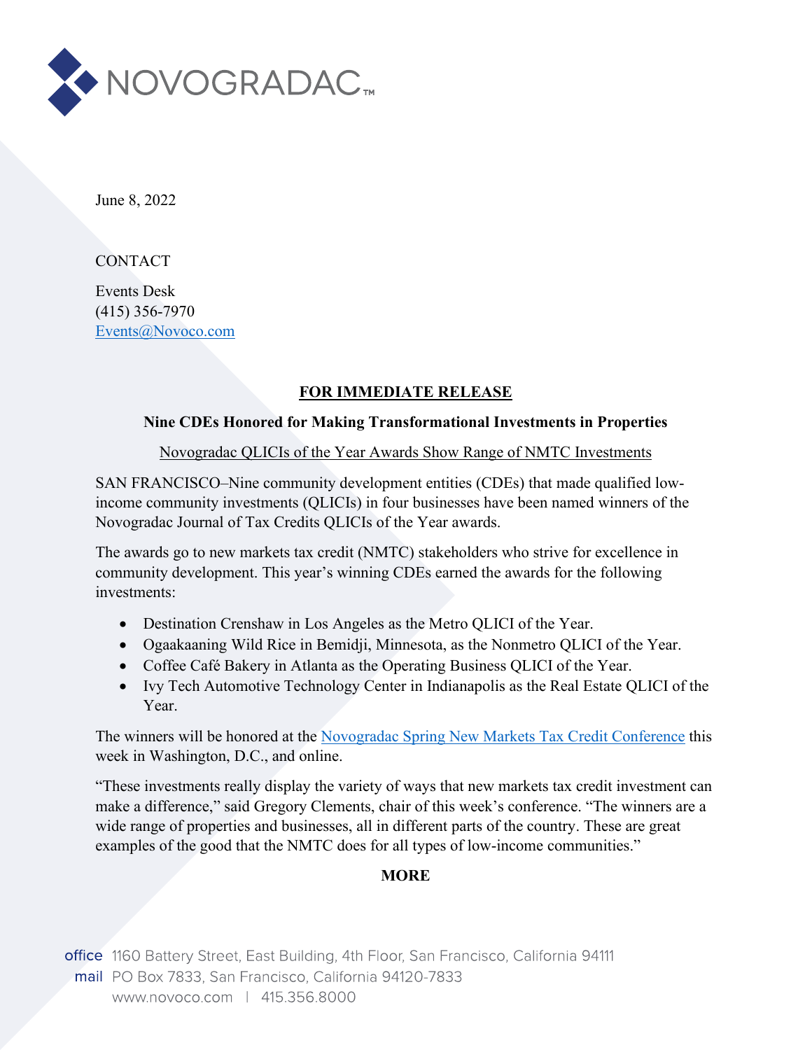NOVOGRADAC

June 8, 2022

CONTACT

Events Desk
(415) 356-7970
Events@Novoco.com

**FOR IMMEDIATE RELEASE**

**Nine CDEs Honored for Making Transformational Investments in Properties**

Novogradac QLICIs of the Year Awards Show Range of NMTC Investments

SAN FRANCISCO–Nine community development entities (CDEs) that made qualified low-income community investments (QLICIs) in four businesses have been named winners of the Novogradac Journal of Tax Credits QLICIs of the Year awards.

The awards go to new markets tax credit (NMTC) stakeholders who strive for excellence in community development. This year's winning CDEs earned the awards for the following investments:

- Destination Crenshaw in Los Angeles as the Metro QLICI of the Year.
- Ogaakaaning Wild Rice in Bemidji, Minnesota, as the Nonmetro QLICI of the Year.
- Coffee Café Bakery in Atlanta as the Operating Business QLICI of the Year.
- Ivy Tech Automotive Technology Center in Indianapolis as the Real Estate QLICI of the Year.

The winners will be honored at the Novogradac Spring New Markets Tax Credit Conference this week in Washington, D.C., and online.

"These investments really display the variety of ways that new markets tax credit investment can make a difference," said Gregory Clements, chair of this week's conference. "The winners are a wide range of properties and businesses, all in different parts of the country. These are great examples of the good that the NMTC does for all types of low-income communities."

**MORE**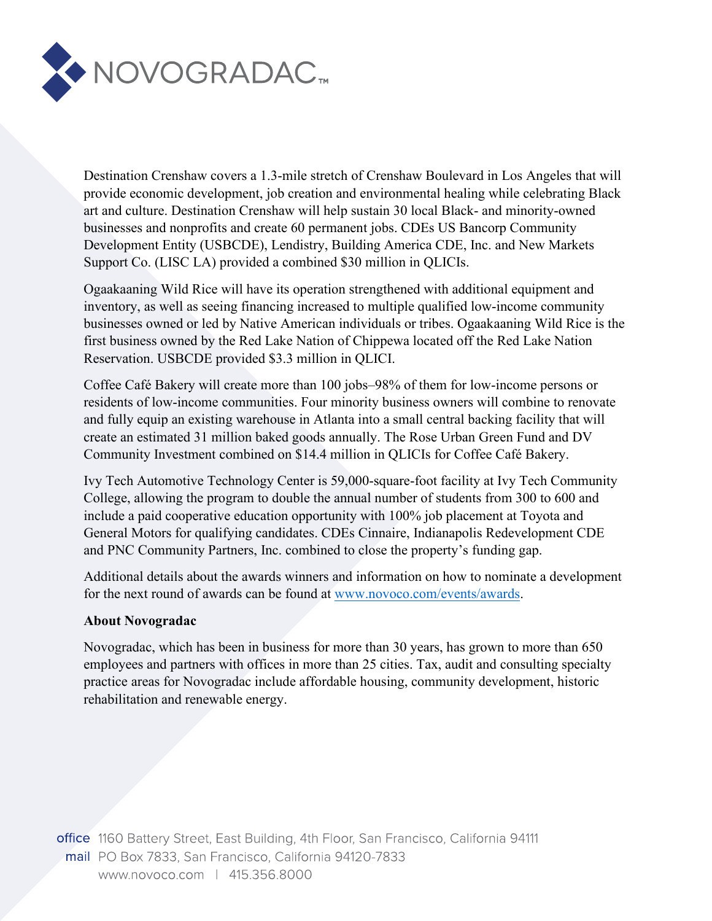Destination Crenshaw covers a 1.3-mile stretch of Crenshaw Boulevard in Los Angeles that will provide economic development, job creation and environmental healing while celebrating Black art and culture. Destination Crenshaw will help sustain 30 local Black- and minority-owned businesses and nonprofits and create 60 permanent jobs. CDEs US Bancorp Community Development Entity (USBCDE), Lendistry, Building America CDE, Inc. and New Markets Support Co. (LISC LA) provided a combined $30 million in QLICIs.

Ogaakaaning Wild Rice will have its operation strengthened with additional equipment and inventory, as well as seeing financing increased to multiple qualified low-income community businesses owned or led by Native American individuals or tribes. Ogaakaaning Wild Rice is the first business owned by the Red Lake Nation of Chippewa located off the Red Lake Nation Reservation. USBCDE provided $3.3 million in QLICI.

Coffee Café Bakery will create more than 100 jobs–98% of them for low-income persons or residents of low-income communities. Four minority business owners will combine to renovate and fully equip an existing warehouse in Atlanta into a small central backing facility that will create an estimated 31 million baked goods annually. The Rose Urban Green Fund and DV Community Investment combined on $14.4 million in QLICIs for Coffee Café Bakery.

Ivy Tech Automotive Technology Center is 59,000-square-foot facility at Ivy Tech Community College, allowing the program to double the annual number of students from 300 to 600 and include a paid cooperative education opportunity with 100% job placement at Toyota and General Motors for qualifying candidates. CDEs Cinnaire, Indianapolis Redevelopment CDE and PNC Community Partners, Inc. combined to close the property's funding gap.

Additional details about the awards winners and information on how to nominate a development for the next round of awards can be found at www.novoco.com/events/awards.

**About Novogradac**

Novogradac, which has been in business for more than 30 years, has grown to more than 650 employees and partners with offices in more than 25 cities. Tax, audit and consulting specialty practice areas for Novogradac include affordable housing, community development, historic rehabilitation and renewable energy.